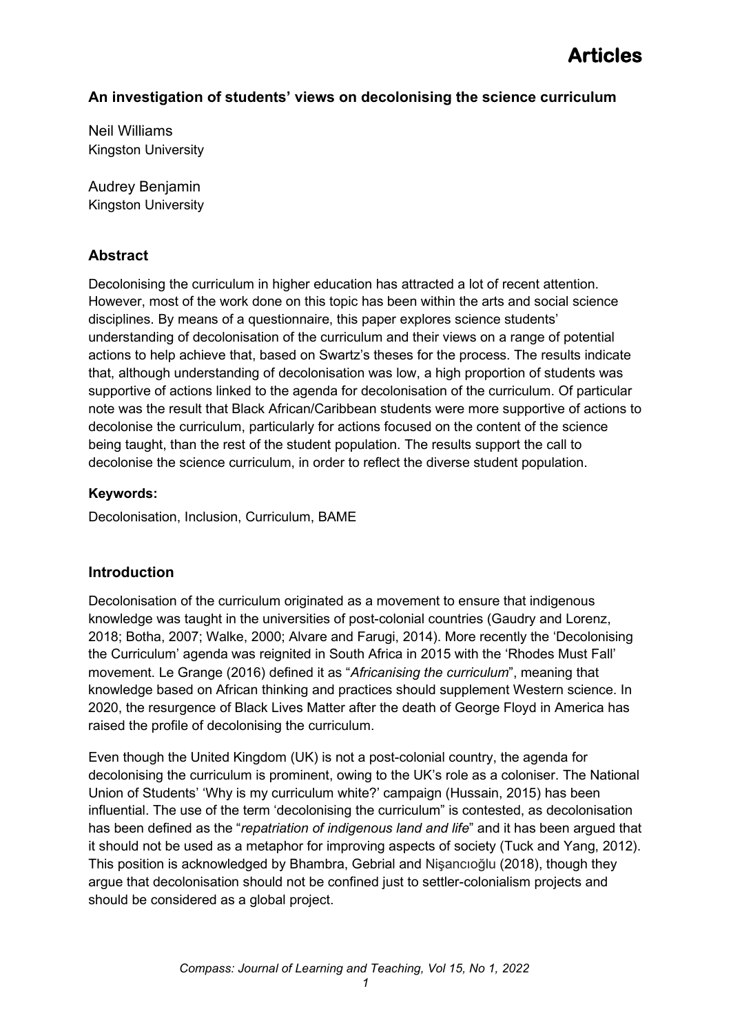# An investigation of students' views on decolonising the science curriculum

Neil Williams
Kingston University

Audrey Benjamin
Kingston University

## Abstract

Decolonising the curriculum in higher education has attracted a lot of recent attention. However, most of the work done on this topic has been within the arts and social science disciplines. By means of a questionnaire, this paper explores science students' understanding of decolonisation of the curriculum and their views on a range of potential actions to help achieve that, based on Swartz's theses for the process. The results indicate that, although understanding of decolonisation was low, a high proportion of students was supportive of actions linked to the agenda for decolonisation of the curriculum. Of particular note was the result that Black African/Caribbean students were more supportive of actions to decolonise the curriculum, particularly for actions focused on the content of the science being taught, than the rest of the student population. The results support the call to decolonise the science curriculum, in order to reflect the diverse student population.

**Keywords:**

Decolonisation, Inclusion, Curriculum, BAME

## Introduction

Decolonisation of the curriculum originated as a movement to ensure that indigenous knowledge was taught in the universities of post-colonial countries (Gaudry and Lorenz, 2018; Botha, 2007; Walke, 2000; Alvare and Farugi, 2014). More recently the 'Decolonising the Curriculum' agenda was reignited in South Africa in 2015 with the 'Rhodes Must Fall' movement. Le Grange (2016) defined it as "*Africanising the curriculum*", meaning that knowledge based on African thinking and practices should supplement Western science. In 2020, the resurgence of Black Lives Matter after the death of George Floyd in America has raised the profile of decolonising the curriculum.

Even though the United Kingdom (UK) is not a post-colonial country, the agenda for decolonising the curriculum is prominent, owing to the UK's role as a coloniser. The National Union of Students' 'Why is my curriculum white?' campaign (Hussain, 2015) has been influential. The use of the term 'decolonising the curriculum" is contested, as decolonisation has been defined as the "*repatriation of indigenous land and life*" and it has been argued that it should not be used as a metaphor for improving aspects of society (Tuck and Yang, 2012). This position is acknowledged by Bhambra, Gebrial and Nişancıoğlu (2018), though they argue that decolonisation should not be confined just to settler-colonialism projects and should be considered as a global project.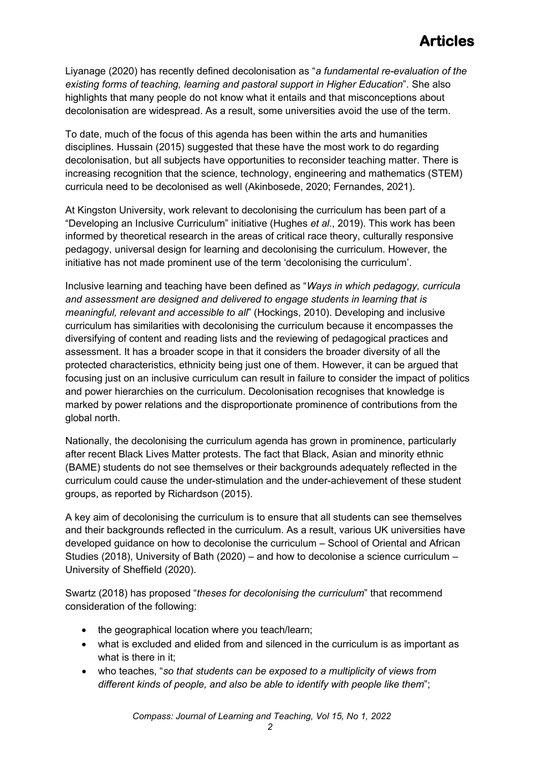Liyanage (2020) has recently defined decolonisation as "*a fundamental re-evaluation of the existing forms of teaching, learning and pastoral support in Higher Education*". She also highlights that many people do not know what it entails and that misconceptions about decolonisation are widespread. As a result, some universities avoid the use of the term.

To date, much of the focus of this agenda has been within the arts and humanities disciplines. Hussain (2015) suggested that these have the most work to do regarding decolonisation, but all subjects have opportunities to reconsider teaching matter. There is increasing recognition that the science, technology, engineering and mathematics (STEM) curricula need to be decolonised as well (Akinbosede, 2020; Fernandes, 2021).

At Kingston University, work relevant to decolonising the curriculum has been part of a "Developing an Inclusive Curriculum" initiative (Hughes *et al*., 2019). This work has been informed by theoretical research in the areas of critical race theory, culturally responsive pedagogy, universal design for learning and decolonising the curriculum. However, the initiative has not made prominent use of the term 'decolonising the curriculum'.

Inclusive learning and teaching have been defined as "*Ways in which pedagogy, curricula and assessment are designed and delivered to engage students in learning that is meaningful, relevant and accessible to all*" (Hockings, 2010). Developing and inclusive curriculum has similarities with decolonising the curriculum because it encompasses the diversifying of content and reading lists and the reviewing of pedagogical practices and assessment. It has a broader scope in that it considers the broader diversity of all the protected characteristics, ethnicity being just one of them. However, it can be argued that focusing just on an inclusive curriculum can result in failure to consider the impact of politics and power hierarchies on the curriculum. Decolonisation recognises that knowledge is marked by power relations and the disproportionate prominence of contributions from the global north.

Nationally, the decolonising the curriculum agenda has grown in prominence, particularly after recent Black Lives Matter protests. The fact that Black, Asian and minority ethnic (BAME) students do not see themselves or their backgrounds adequately reflected in the curriculum could cause the under-stimulation and the under-achievement of these student groups, as reported by Richardson (2015).

A key aim of decolonising the curriculum is to ensure that all students can see themselves and their backgrounds reflected in the curriculum. As a result, various UK universities have developed guidance on how to decolonise the curriculum – School of Oriental and African Studies (2018), University of Bath (2020) – and how to decolonise a science curriculum – University of Sheffield (2020).

Swartz (2018) has proposed "*theses for decolonising the curriculum*" that recommend consideration of the following:

- the geographical location where you teach/learn;
- what is excluded and elided from and silenced in the curriculum is as important as what is there in it;
- who teaches, "*so that students can be exposed to a multiplicity of views from different kinds of people, and also be able to identify with people like them*";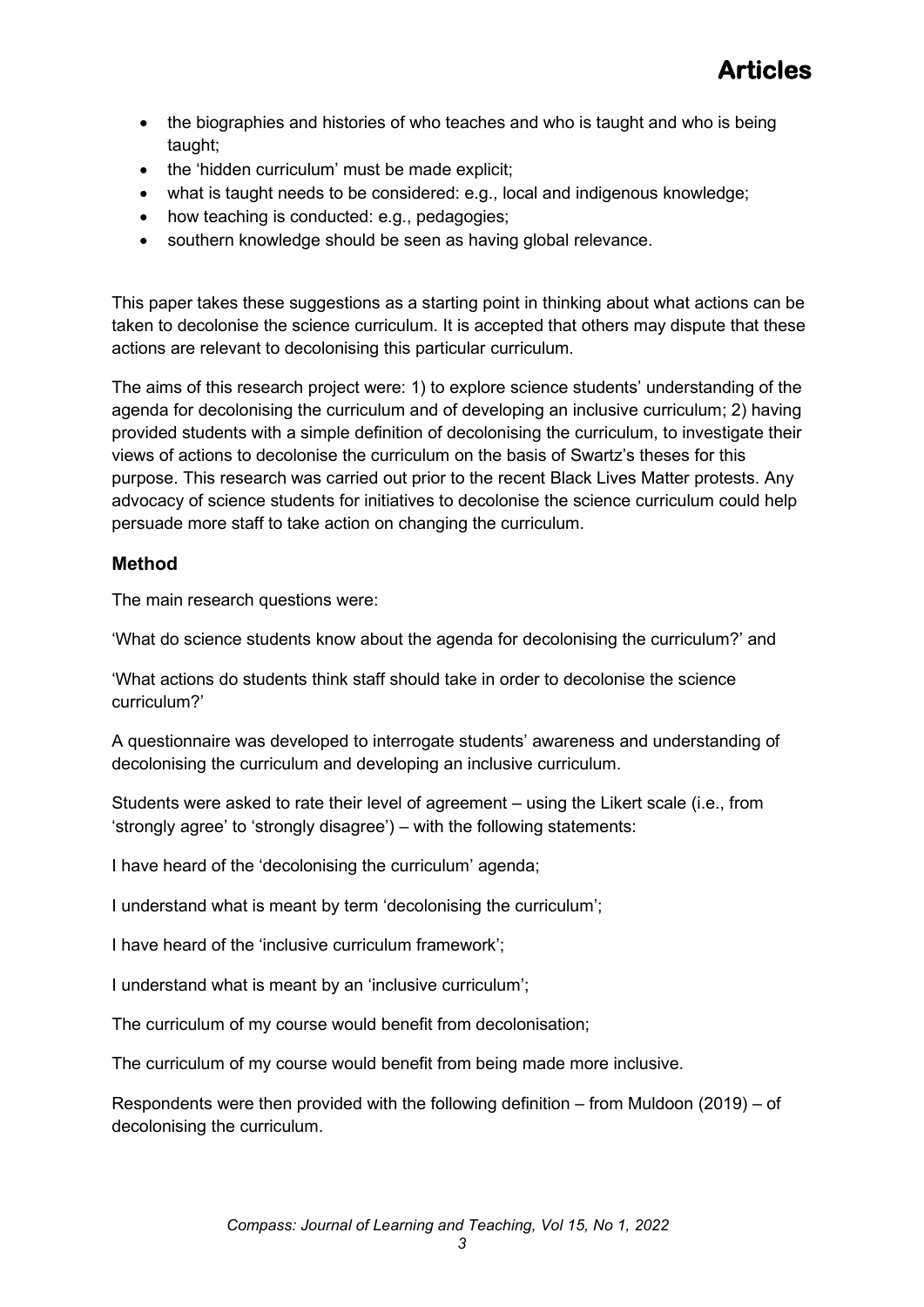- the biographies and histories of who teaches and who is taught and who is being taught;
- the 'hidden curriculum' must be made explicit;
- what is taught needs to be considered: e.g., local and indigenous knowledge;
- how teaching is conducted: e.g., pedagogies;
- southern knowledge should be seen as having global relevance.

This paper takes these suggestions as a starting point in thinking about what actions can be taken to decolonise the science curriculum. It is accepted that others may dispute that these actions are relevant to decolonising this particular curriculum.

The aims of this research project were: 1) to explore science students' understanding of the agenda for decolonising the curriculum and of developing an inclusive curriculum; 2) having provided students with a simple definition of decolonising the curriculum, to investigate their views of actions to decolonise the curriculum on the basis of Swartz's theses for this purpose. This research was carried out prior to the recent Black Lives Matter protests. Any advocacy of science students for initiatives to decolonise the science curriculum could help persuade more staff to take action on changing the curriculum.

### Method

The main research questions were:

'What do science students know about the agenda for decolonising the curriculum?' and

'What actions do students think staff should take in order to decolonise the science curriculum?'

A questionnaire was developed to interrogate students' awareness and understanding of decolonising the curriculum and developing an inclusive curriculum.

Students were asked to rate their level of agreement – using the Likert scale (i.e., from 'strongly agree' to 'strongly disagree') – with the following statements:

I have heard of the 'decolonising the curriculum' agenda;

I understand what is meant by term 'decolonising the curriculum';

I have heard of the 'inclusive curriculum framework';

I understand what is meant by an 'inclusive curriculum';

The curriculum of my course would benefit from decolonisation;

The curriculum of my course would benefit from being made more inclusive.

Respondents were then provided with the following definition – from Muldoon (2019) – of decolonising the curriculum.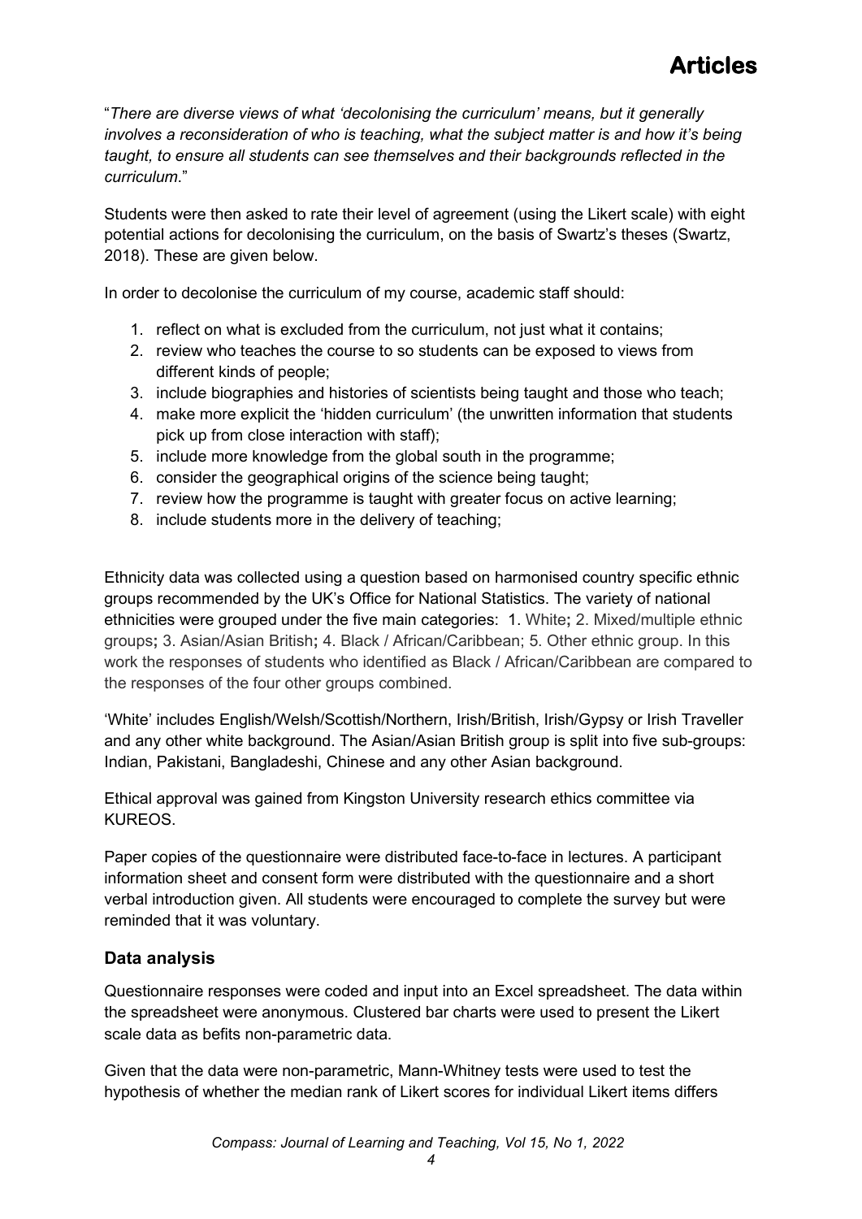"*There are diverse views of what 'decolonising the curriculum' means, but it generally involves a reconsideration of who is teaching, what the subject matter is and how it's being taught, to ensure all students can see themselves and their backgrounds reflected in the curriculum*."

Students were then asked to rate their level of agreement (using the Likert scale) with eight potential actions for decolonising the curriculum, on the basis of Swartz's theses (Swartz, 2018). These are given below.

In order to decolonise the curriculum of my course, academic staff should:

1. reflect on what is excluded from the curriculum, not just what it contains;
2. review who teaches the course to so students can be exposed to views from different kinds of people;
3. include biographies and histories of scientists being taught and those who teach;
4. make more explicit the 'hidden curriculum' (the unwritten information that students pick up from close interaction with staff);
5. include more knowledge from the global south in the programme;
6. consider the geographical origins of the science being taught;
7. review how the programme is taught with greater focus on active learning;
8. include students more in the delivery of teaching;

Ethnicity data was collected using a question based on harmonised country specific ethnic groups recommended by the UK's Office for National Statistics. The variety of national ethnicities were grouped under the five main categories: 1. White**;** 2. Mixed/multiple ethnic groups**;** 3. Asian/Asian British**;** 4. Black / African/Caribbean; 5. Other ethnic group. In this work the responses of students who identified as Black / African/Caribbean are compared to the responses of the four other groups combined.

'White' includes English/Welsh/Scottish/Northern, Irish/British, Irish/Gypsy or Irish Traveller and any other white background. The Asian/Asian British group is split into five sub-groups: Indian, Pakistani, Bangladeshi, Chinese and any other Asian background.

Ethical approval was gained from Kingston University research ethics committee via KUREOS.

Paper copies of the questionnaire were distributed face-to-face in lectures. A participant information sheet and consent form were distributed with the questionnaire and a short verbal introduction given. All students were encouraged to complete the survey but were reminded that it was voluntary.

### Data analysis

Questionnaire responses were coded and input into an Excel spreadsheet. The data within the spreadsheet were anonymous. Clustered bar charts were used to present the Likert scale data as befits non-parametric data.

Given that the data were non-parametric, Mann-Whitney tests were used to test the hypothesis of whether the median rank of Likert scores for individual Likert items differs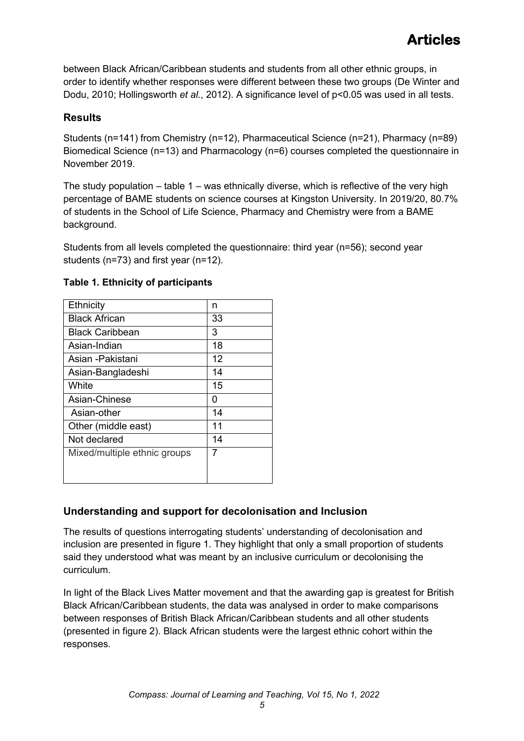between Black African/Caribbean students and students from all other ethnic groups, in order to identify whether responses were different between these two groups (De Winter and Dodu, 2010; Hollingsworth *et al.*, 2012). A significance level of $p<0.05$ was used in all tests.

## Results

Students (n=141) from Chemistry (n=12), Pharmaceutical Science (n=21), Pharmacy (n=89) Biomedical Science (n=13) and Pharmacology (n=6) courses completed the questionnaire in November 2019.

The study population – table 1 – was ethnically diverse, which is reflective of the very high percentage of BAME students on science courses at Kingston University. In 2019/20, 80.7% of students in the School of Life Science, Pharmacy and Chemistry were from a BAME background.

Students from all levels completed the questionnaire: third year (n=56); second year students (n=73) and first year (n=12).

**Table 1. Ethnicity of participants**

| Ethnicity | n |
|---|---|
| Black African | 33 |
| Black Caribbean | 3 |
| Asian-Indian | 18 |
| Asian -Pakistani | 12 |
| Asian-Bangladeshi | 14 |
| White | 15 |
| Asian-Chinese | 0 |
| Asian-other | 14 |
| Other (middle east) | 11 |
| Not declared | 14 |
| Mixed/multiple ethnic groups | 7 |

## Understanding and support for decolonisation and Inclusion

The results of questions interrogating students' understanding of decolonisation and inclusion are presented in figure 1. They highlight that only a small proportion of students said they understood what was meant by an inclusive curriculum or decolonising the curriculum.

In light of the Black Lives Matter movement and that the awarding gap is greatest for British Black African/Caribbean students, the data was analysed in order to make comparisons between responses of British Black African/Caribbean students and all other students (presented in figure 2). Black African students were the largest ethnic cohort within the responses.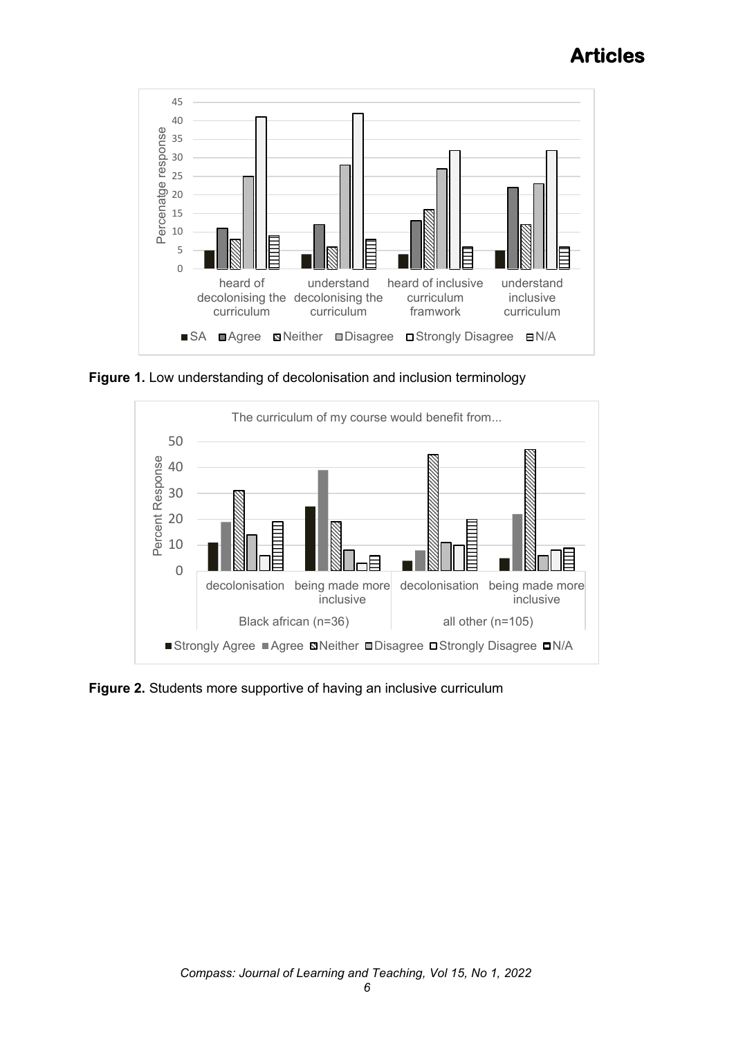**Figure 1.** Low understanding of decolonisation and inclusion terminology

**Figure 2.** Students more supportive of having an inclusive curriculum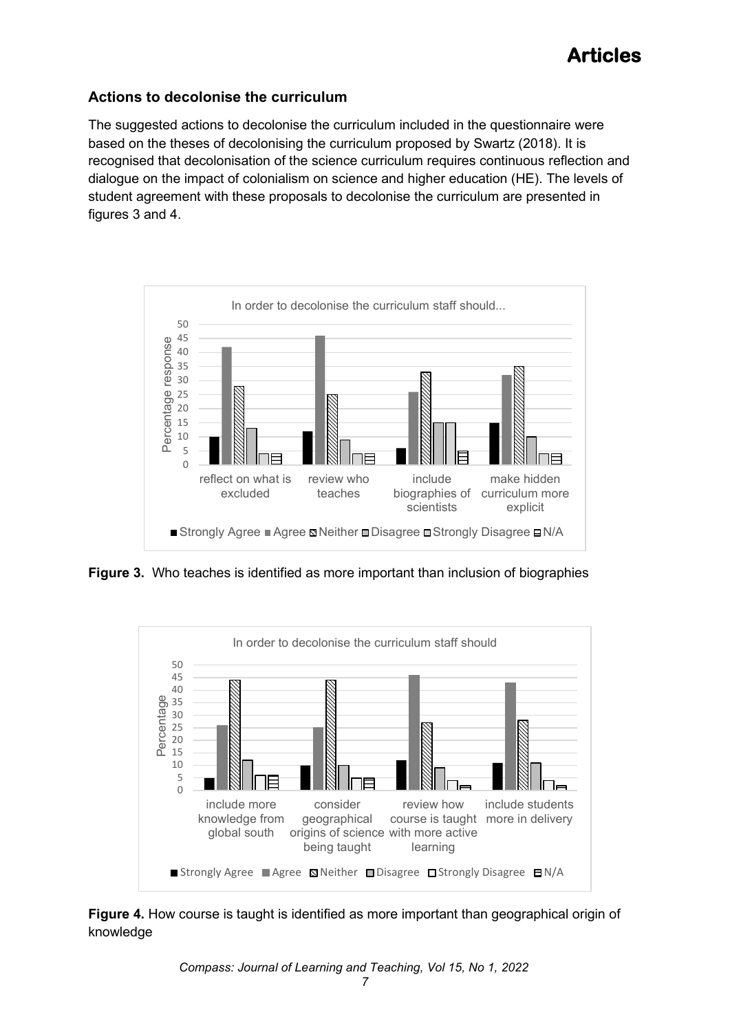## Actions to decolonise the curriculum

The suggested actions to decolonise the curriculum included in the questionnaire were based on the theses of decolonising the curriculum proposed by Swartz (2018). It is recognised that decolonisation of the science curriculum requires continuous reflection and dialogue on the impact of colonialism on science and higher education (HE). The levels of student agreement with these proposals to decolonise the curriculum are presented in figures 3 and 4.

**Figure 3.** Who teaches is identified as more important than inclusion of biographies

**Figure 4.** How course is taught is identified as more important than geographical origin of knowledge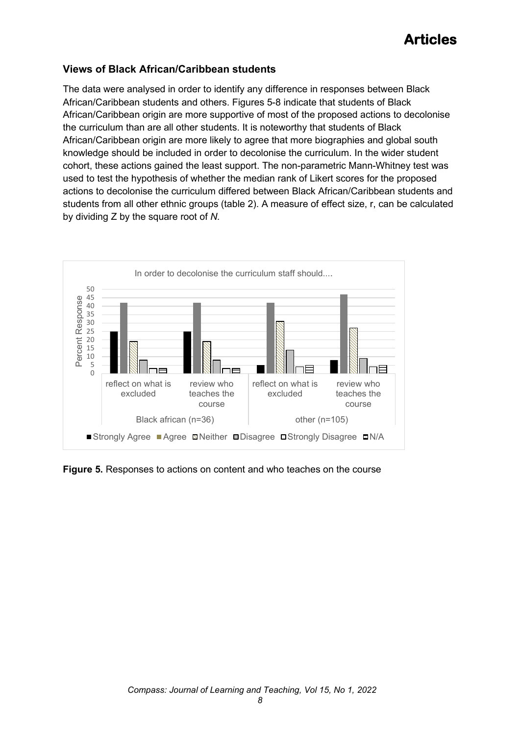### Views of Black African/Caribbean students

The data were analysed in order to identify any difference in responses between Black African/Caribbean students and others. Figures 5-8 indicate that students of Black African/Caribbean origin are more supportive of most of the proposed actions to decolonise the curriculum than are all other students. It is noteworthy that students of Black African/Caribbean origin are more likely to agree that more biographies and global south knowledge should be included in order to decolonise the curriculum. In the wider student cohort, these actions gained the least support. The non-parametric Mann-Whitney test was used to test the hypothesis of whether the median rank of Likert scores for the proposed actions to decolonise the curriculum differed between Black African/Caribbean students and students from all other ethnic groups (table 2). A measure of effect size, r, can be calculated by dividing Z by the square root of *N*.

**Figure 5.** Responses to actions on content and who teaches on the course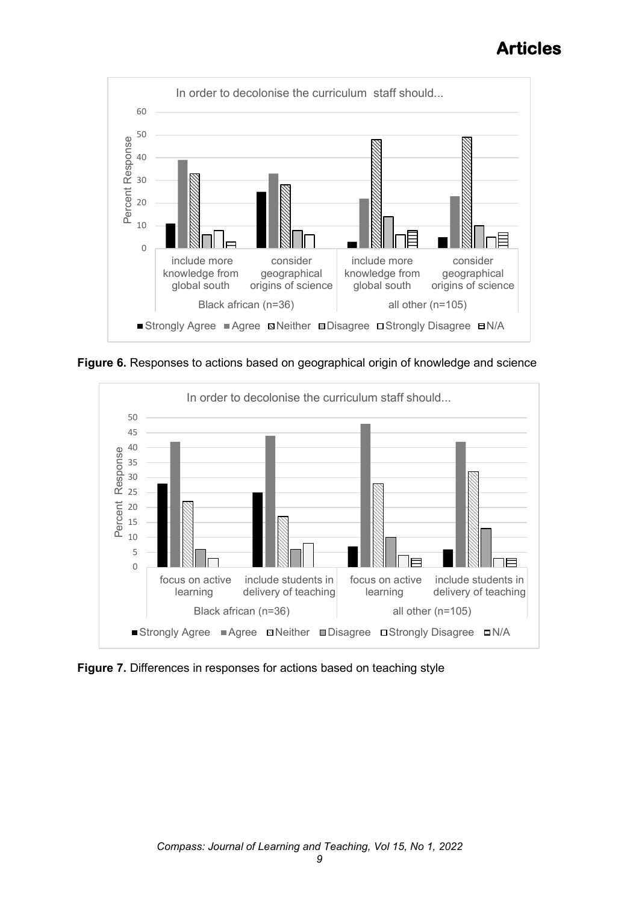**Figure 6.** Responses to actions based on geographical origin of knowledge and science

**Figure 7.** Differences in responses for actions based on teaching style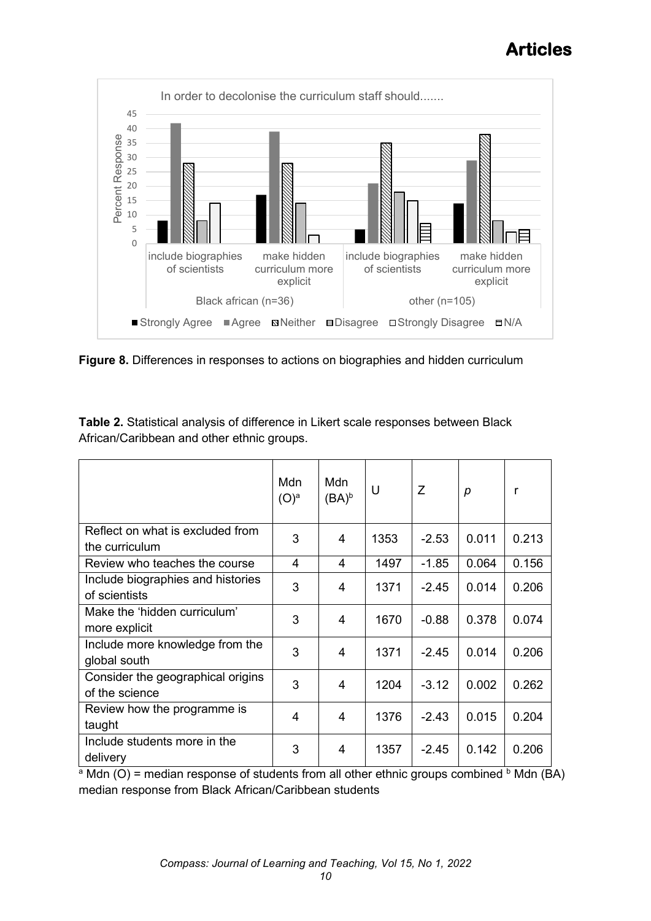**Figure 8.** Differences in responses to actions on biographies and hidden curriculum

**Table 2.** Statistical analysis of difference in Likert scale responses between Black African/Caribbean and other ethnic groups.

| | Mdn (O)[a] | Mdn (BA)[b] | U | Z | $p$ | r |
|---|---|---|---|---|---|---|
| Reflect on what is excluded from the curriculum | 3 | 4 | 1353 | -2.53 | 0.011 | 0.213 |
| Review who teaches the course | 4 | 4 | 1497 | -1.85 | 0.064 | 0.156 |
| Include biographies and histories of scientists | 3 | 4 | 1371 | -2.45 | 0.014 | 0.206 |
| Make the 'hidden curriculum' more explicit | 3 | 4 | 1670 | -0.88 | 0.378 | 0.074 |
| Include more knowledge from the global south | 3 | 4 | 1371 | -2.45 | 0.014 | 0.206 |
| Consider the geographical origins of the science | 3 | 4 | 1204 | -3.12 | 0.002 | 0.262 |
| Review how the programme is taught | 4 | 4 | 1376 | -2.43 | 0.015 | 0.204 |
| Include students more in the delivery | 3 | 4 | 1357 | -2.45 | 0.142 | 0.206 |

[a] Mdn (O) = median response of students from all other ethnic groups combined [b] Mdn (BA) median response from Black African/Caribbean students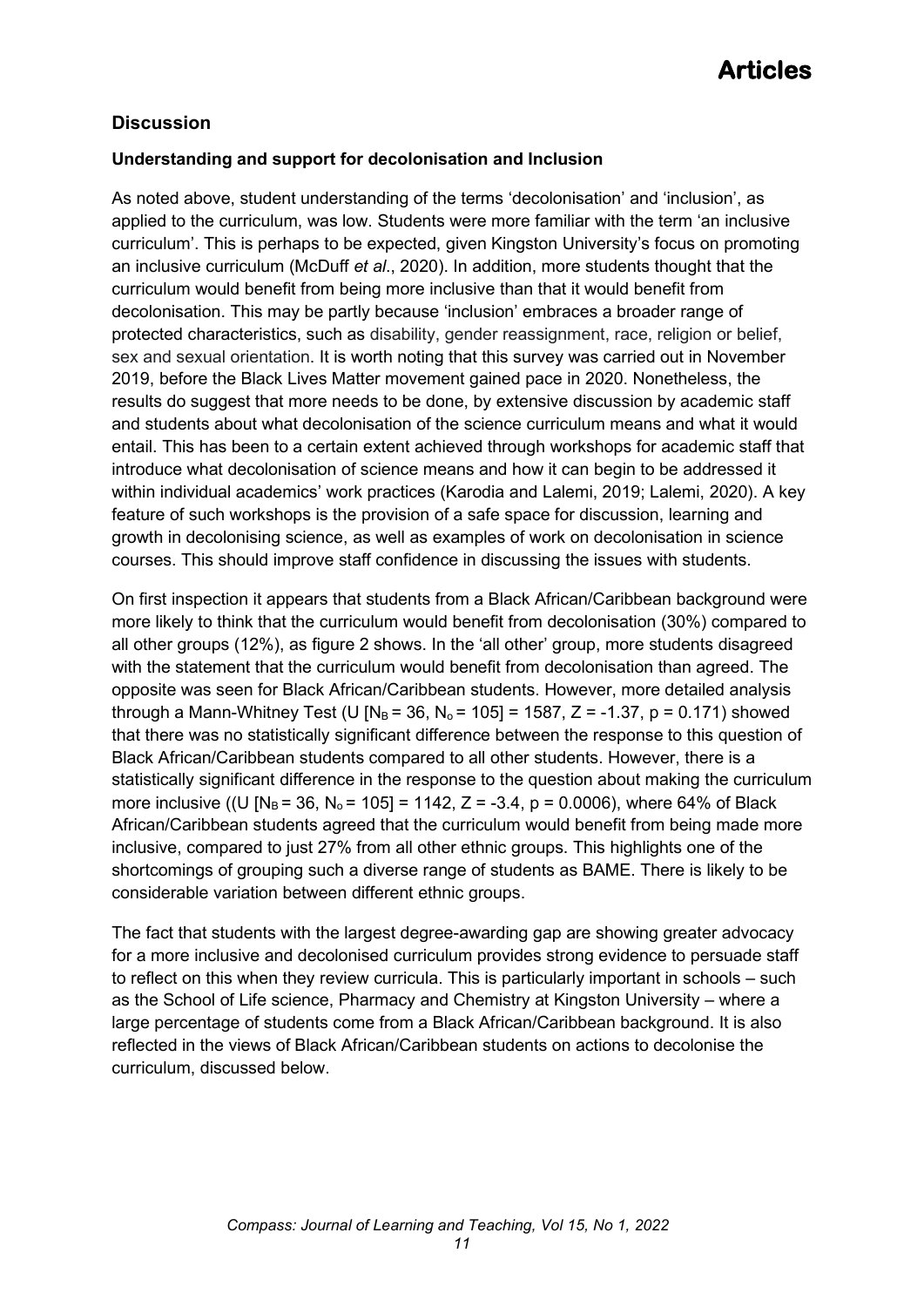## Discussion

### Understanding and support for decolonisation and Inclusion

As noted above, student understanding of the terms 'decolonisation' and 'inclusion', as applied to the curriculum, was low. Students were more familiar with the term 'an inclusive curriculum'. This is perhaps to be expected, given Kingston University's focus on promoting an inclusive curriculum (McDuff *et al*., 2020). In addition, more students thought that the curriculum would benefit from being more inclusive than that it would benefit from decolonisation. This may be partly because 'inclusion' embraces a broader range of protected characteristics, such as disability, gender reassignment, race, religion or belief, sex and sexual orientation. It is worth noting that this survey was carried out in November 2019, before the Black Lives Matter movement gained pace in 2020. Nonetheless, the results do suggest that more needs to be done, by extensive discussion by academic staff and students about what decolonisation of the science curriculum means and what it would entail. This has been to a certain extent achieved through workshops for academic staff that introduce what decolonisation of science means and how it can begin to be addressed it within individual academics' work practices (Karodia and Lalemi, 2019; Lalemi, 2020). A key feature of such workshops is the provision of a safe space for discussion, learning and growth in decolonising science, as well as examples of work on decolonisation in science courses. This should improve staff confidence in discussing the issues with students.

On first inspection it appears that students from a Black African/Caribbean background were more likely to think that the curriculum would benefit from decolonisation (30%) compared to all other groups (12%), as figure 2 shows. In the 'all other' group, more students disagreed with the statement that the curriculum would benefit from decolonisation than agreed. The opposite was seen for Black African/Caribbean students. However, more detailed analysis through a Mann-Whitney Test ($U\ [N_B = 36,\ N_o = 105] = 1587$, $Z = -1.37$, $p = 0.171$) showed that there was no statistically significant difference between the response to this question of Black African/Caribbean students compared to all other students. However, there is a statistically significant difference in the response to the question about making the curriculum more inclusive (($U\ [N_B = 36,\ N_o = 105] = 1142$, $Z = -3.4$, $p = 0.0006$), where 64% of Black African/Caribbean students agreed that the curriculum would benefit from being made more inclusive, compared to just 27% from all other ethnic groups. This highlights one of the shortcomings of grouping such a diverse range of students as BAME. There is likely to be considerable variation between different ethnic groups.

The fact that students with the largest degree-awarding gap are showing greater advocacy for a more inclusive and decolonised curriculum provides strong evidence to persuade staff to reflect on this when they review curricula. This is particularly important in schools – such as the School of Life science, Pharmacy and Chemistry at Kingston University – where a large percentage of students come from a Black African/Caribbean background. It is also reflected in the views of Black African/Caribbean students on actions to decolonise the curriculum, discussed below.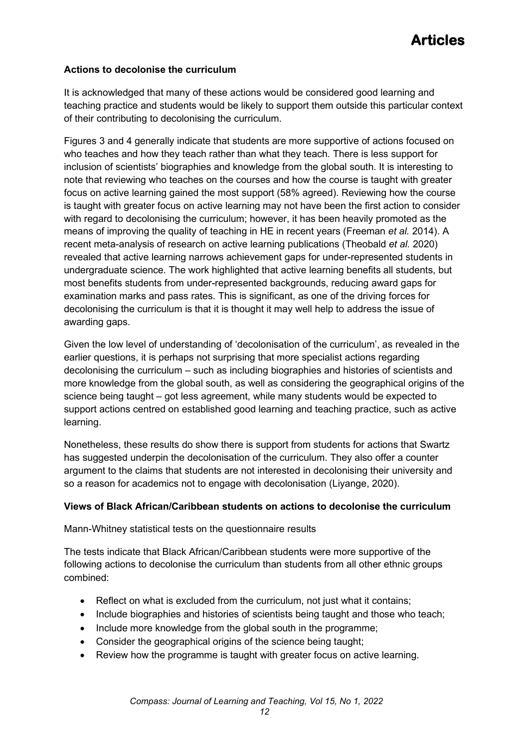### Actions to decolonise the curriculum

It is acknowledged that many of these actions would be considered good learning and teaching practice and students would be likely to support them outside this particular context of their contributing to decolonising the curriculum.

Figures 3 and 4 generally indicate that students are more supportive of actions focused on who teaches and how they teach rather than what they teach. There is less support for inclusion of scientists' biographies and knowledge from the global south. It is interesting to note that reviewing who teaches on the courses and how the course is taught with greater focus on active learning gained the most support (58% agreed). Reviewing how the course is taught with greater focus on active learning may not have been the first action to consider with regard to decolonising the curriculum; however, it has been heavily promoted as the means of improving the quality of teaching in HE in recent years (Freeman *et al.* 2014). A recent meta-analysis of research on active learning publications (Theobald *et al.* 2020) revealed that active learning narrows achievement gaps for under-represented students in undergraduate science. The work highlighted that active learning benefits all students, but most benefits students from under-represented backgrounds, reducing award gaps for examination marks and pass rates. This is significant, as one of the driving forces for decolonising the curriculum is that it is thought it may well help to address the issue of awarding gaps.

Given the low level of understanding of 'decolonisation of the curriculum', as revealed in the earlier questions, it is perhaps not surprising that more specialist actions regarding decolonising the curriculum – such as including biographies and histories of scientists and more knowledge from the global south, as well as considering the geographical origins of the science being taught – got less agreement, while many students would be expected to support actions centred on established good learning and teaching practice, such as active learning.

Nonetheless, these results do show there is support from students for actions that Swartz has suggested underpin the decolonisation of the curriculum. They also offer a counter argument to the claims that students are not interested in decolonising their university and so a reason for academics not to engage with decolonisation (Liyange, 2020).

### Views of Black African/Caribbean students on actions to decolonise the curriculum

Mann-Whitney statistical tests on the questionnaire results

The tests indicate that Black African/Caribbean students were more supportive of the following actions to decolonise the curriculum than students from all other ethnic groups combined:

- Reflect on what is excluded from the curriculum, not just what it contains;
- Include biographies and histories of scientists being taught and those who teach;
- Include more knowledge from the global south in the programme;
- Consider the geographical origins of the science being taught;
- Review how the programme is taught with greater focus on active learning.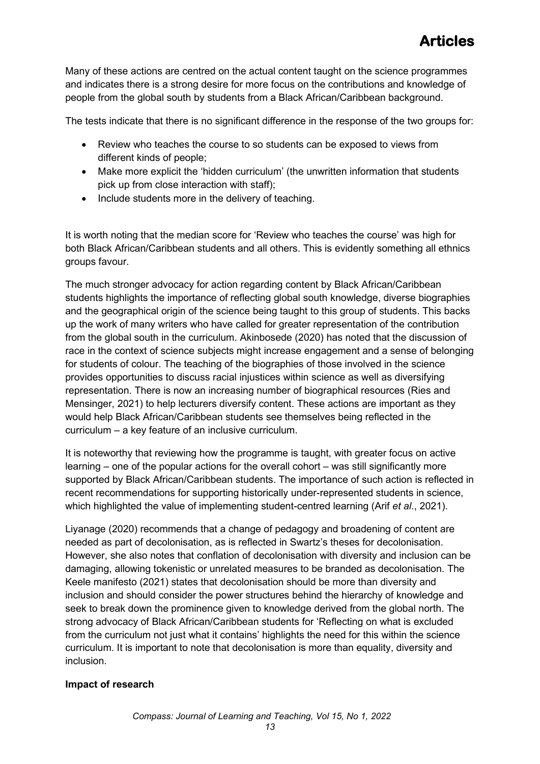Many of these actions are centred on the actual content taught on the science programmes and indicates there is a strong desire for more focus on the contributions and knowledge of people from the global south by students from a Black African/Caribbean background.

The tests indicate that there is no significant difference in the response of the two groups for:

- Review who teaches the course to so students can be exposed to views from different kinds of people;
- Make more explicit the 'hidden curriculum' (the unwritten information that students pick up from close interaction with staff);
- Include students more in the delivery of teaching.

It is worth noting that the median score for 'Review who teaches the course' was high for both Black African/Caribbean students and all others. This is evidently something all ethnics groups favour.

The much stronger advocacy for action regarding content by Black African/Caribbean students highlights the importance of reflecting global south knowledge, diverse biographies and the geographical origin of the science being taught to this group of students. This backs up the work of many writers who have called for greater representation of the contribution from the global south in the curriculum. Akinbosede (2020) has noted that the discussion of race in the context of science subjects might increase engagement and a sense of belonging for students of colour. The teaching of the biographies of those involved in the science provides opportunities to discuss racial injustices within science as well as diversifying representation. There is now an increasing number of biographical resources (Ries and Mensinger, 2021) to help lecturers diversify content. These actions are important as they would help Black African/Caribbean students see themselves being reflected in the curriculum – a key feature of an inclusive curriculum.

It is noteworthy that reviewing how the programme is taught, with greater focus on active learning – one of the popular actions for the overall cohort – was still significantly more supported by Black African/Caribbean students. The importance of such action is reflected in recent recommendations for supporting historically under-represented students in science, which highlighted the value of implementing student-centred learning (Arif *et al*., 2021).

Liyanage (2020) recommends that a change of pedagogy and broadening of content are needed as part of decolonisation, as is reflected in Swartz's theses for decolonisation. However, she also notes that conflation of decolonisation with diversity and inclusion can be damaging, allowing tokenistic or unrelated measures to be branded as decolonisation. The Keele manifesto (2021) states that decolonisation should be more than diversity and inclusion and should consider the power structures behind the hierarchy of knowledge and seek to break down the prominence given to knowledge derived from the global north. The strong advocacy of Black African/Caribbean students for 'Reflecting on what is excluded from the curriculum not just what it contains' highlights the need for this within the science curriculum. It is important to note that decolonisation is more than equality, diversity and inclusion.

**Impact of research**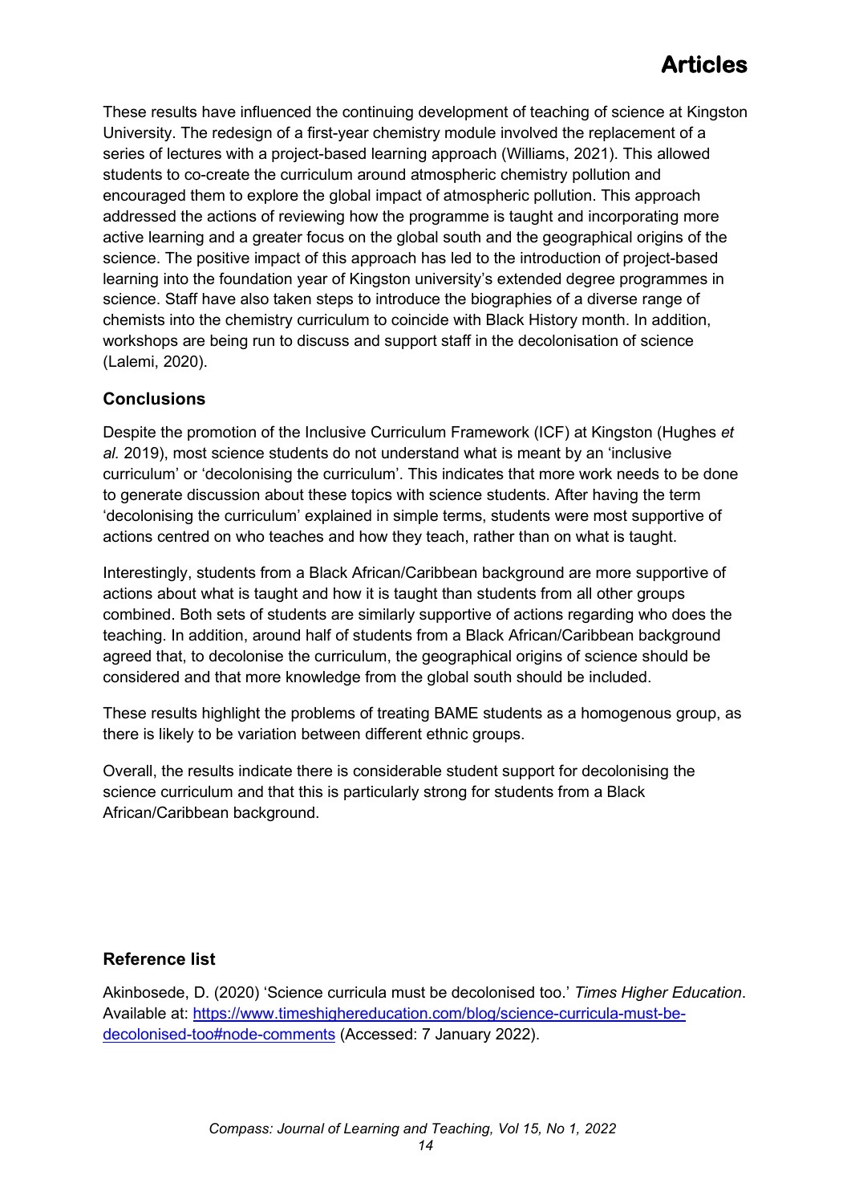These results have influenced the continuing development of teaching of science at Kingston University. The redesign of a first-year chemistry module involved the replacement of a series of lectures with a project-based learning approach (Williams, 2021). This allowed students to co-create the curriculum around atmospheric chemistry pollution and encouraged them to explore the global impact of atmospheric pollution. This approach addressed the actions of reviewing how the programme is taught and incorporating more active learning and a greater focus on the global south and the geographical origins of the science. The positive impact of this approach has led to the introduction of project-based learning into the foundation year of Kingston university's extended degree programmes in science. Staff have also taken steps to introduce the biographies of a diverse range of chemists into the chemistry curriculum to coincide with Black History month. In addition, workshops are being run to discuss and support staff in the decolonisation of science (Lalemi, 2020).

## Conclusions

Despite the promotion of the Inclusive Curriculum Framework (ICF) at Kingston (Hughes *et al.* 2019), most science students do not understand what is meant by an 'inclusive curriculum' or 'decolonising the curriculum'. This indicates that more work needs to be done to generate discussion about these topics with science students. After having the term 'decolonising the curriculum' explained in simple terms, students were most supportive of actions centred on who teaches and how they teach, rather than on what is taught.

Interestingly, students from a Black African/Caribbean background are more supportive of actions about what is taught and how it is taught than students from all other groups combined. Both sets of students are similarly supportive of actions regarding who does the teaching. In addition, around half of students from a Black African/Caribbean background agreed that, to decolonise the curriculum, the geographical origins of science should be considered and that more knowledge from the global south should be included.

These results highlight the problems of treating BAME students as a homogenous group, as there is likely to be variation between different ethnic groups.

Overall, the results indicate there is considerable student support for decolonising the science curriculum and that this is particularly strong for students from a Black African/Caribbean background.

## Reference list

Akinbosede, D. (2020) 'Science curricula must be decolonised too.' *Times Higher Education*. Available at: https://www.timeshighereducation.com/blog/science-curricula-must-be-decolonised-too#node-comments (Accessed: 7 January 2022).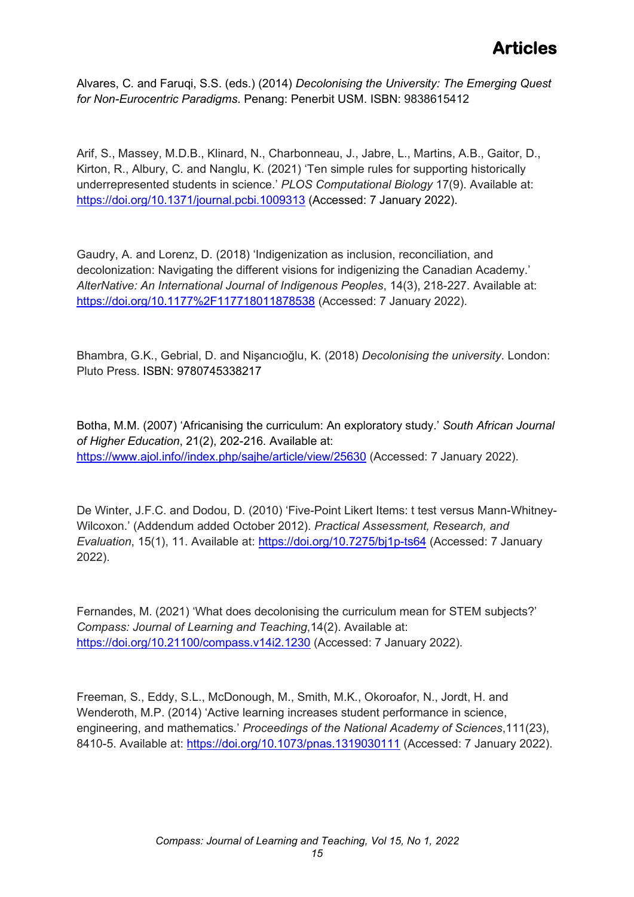Alvares, C. and Faruqi, S.S. (eds.) (2014) *Decolonising the University: The Emerging Quest for Non-Eurocentric Paradigms*. Penang: Penerbit USM. ISBN: 9838615412

Arif, S., Massey, M.D.B., Klinard, N., Charbonneau, J., Jabre, L., Martins, A.B., Gaitor, D., Kirton, R., Albury, C. and Nanglu, K. (2021) 'Ten simple rules for supporting historically underrepresented students in science.' *PLOS Computational Biology* 17(9). Available at: https://doi.org/10.1371/journal.pcbi.1009313 (Accessed: 7 January 2022).

Gaudry, A. and Lorenz, D. (2018) 'Indigenization as inclusion, reconciliation, and decolonization: Navigating the different visions for indigenizing the Canadian Academy.' *AlterNative: An International Journal of Indigenous Peoples*, 14(3), 218-227. Available at: https://doi.org/10.1177%2F117718011878538 (Accessed: 7 January 2022).

Bhambra, G.K., Gebrial, D. and Nişancıoğlu, K. (2018) *Decolonising the university*. London: Pluto Press. ISBN: 9780745338217

Botha, M.M. (2007) 'Africanising the curriculum: An exploratory study.' *South African Journal of Higher Education*, 21(2), 202-216. Available at: https://www.ajol.info//index.php/sajhe/article/view/25630 (Accessed: 7 January 2022).

De Winter, J.F.C. and Dodou, D. (2010) 'Five-Point Likert Items: t test versus Mann-Whitney-Wilcoxon.' (Addendum added October 2012). *Practical Assessment, Research, and Evaluation*, 15(1), 11. Available at: https://doi.org/10.7275/bj1p-ts64 (Accessed: 7 January 2022).

Fernandes, M. (2021) 'What does decolonising the curriculum mean for STEM subjects?' *Compass: Journal of Learning and Teaching*,14(2). Available at: https://doi.org/10.21100/compass.v14i2.1230 (Accessed: 7 January 2022).

Freeman, S., Eddy, S.L., McDonough, M., Smith, M.K., Okoroafor, N., Jordt, H. and Wenderoth, M.P. (2014) 'Active learning increases student performance in science, engineering, and mathematics.' *Proceedings of the National Academy of Sciences*,111(23), 8410-5. Available at: https://doi.org/10.1073/pnas.1319030111 (Accessed: 7 January 2022).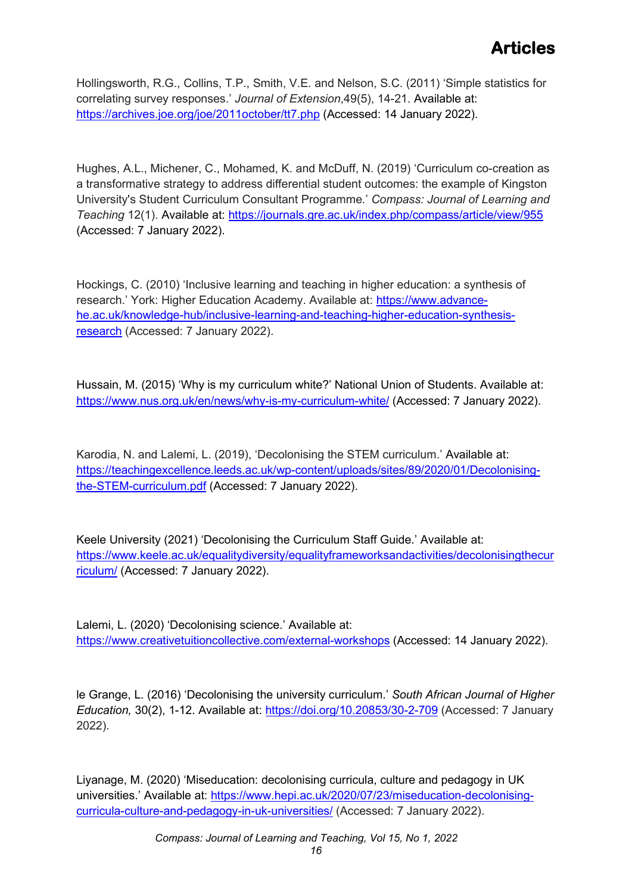Hollingsworth, R.G., Collins, T.P., Smith, V.E. and Nelson, S.C. (2011) 'Simple statistics for correlating survey responses.' *Journal of Extension*,49(5), 14-21. Available at: https://archives.joe.org/joe/2011october/tt7.php (Accessed: 14 January 2022).

Hughes, A.L., Michener, C., Mohamed, K. and McDuff, N. (2019) 'Curriculum co-creation as a transformative strategy to address differential student outcomes: the example of Kingston University's Student Curriculum Consultant Programme.' *Compass: Journal of Learning and Teaching* 12(1). Available at: https://journals.gre.ac.uk/index.php/compass/article/view/955 (Accessed: 7 January 2022).

Hockings, C. (2010) 'Inclusive learning and teaching in higher education: a synthesis of research.' York: Higher Education Academy. Available at: https://www.advance-he.ac.uk/knowledge-hub/inclusive-learning-and-teaching-higher-education-synthesis-research (Accessed: 7 January 2022).

Hussain, M. (2015) 'Why is my curriculum white?' National Union of Students. Available at: https://www.nus.org.uk/en/news/why-is-my-curriculum-white/ (Accessed: 7 January 2022).

Karodia, N. and Lalemi, L. (2019), 'Decolonising the STEM curriculum.' Available at: https://teachingexcellence.leeds.ac.uk/wp-content/uploads/sites/89/2020/01/Decolonising-the-STEM-curriculum.pdf (Accessed: 7 January 2022).

Keele University (2021) 'Decolonising the Curriculum Staff Guide.' Available at: https://www.keele.ac.uk/equalitydiversity/equalityframeworksandactivities/decolonisingthecurriculum/ (Accessed: 7 January 2022).

Lalemi, L. (2020) 'Decolonising science.' Available at: https://www.creativetuitioncollective.com/external-workshops (Accessed: 14 January 2022).

le Grange, L. (2016) 'Decolonising the university curriculum.' *South African Journal of Higher Education,* 30(2), 1-12. Available at: https://doi.org/10.20853/30-2-709 (Accessed: 7 January 2022).

Liyanage, M. (2020) 'Miseducation: decolonising curricula, culture and pedagogy in UK universities.' Available at: https://www.hepi.ac.uk/2020/07/23/miseducation-decolonising-curricula-culture-and-pedagogy-in-uk-universities/ (Accessed: 7 January 2022).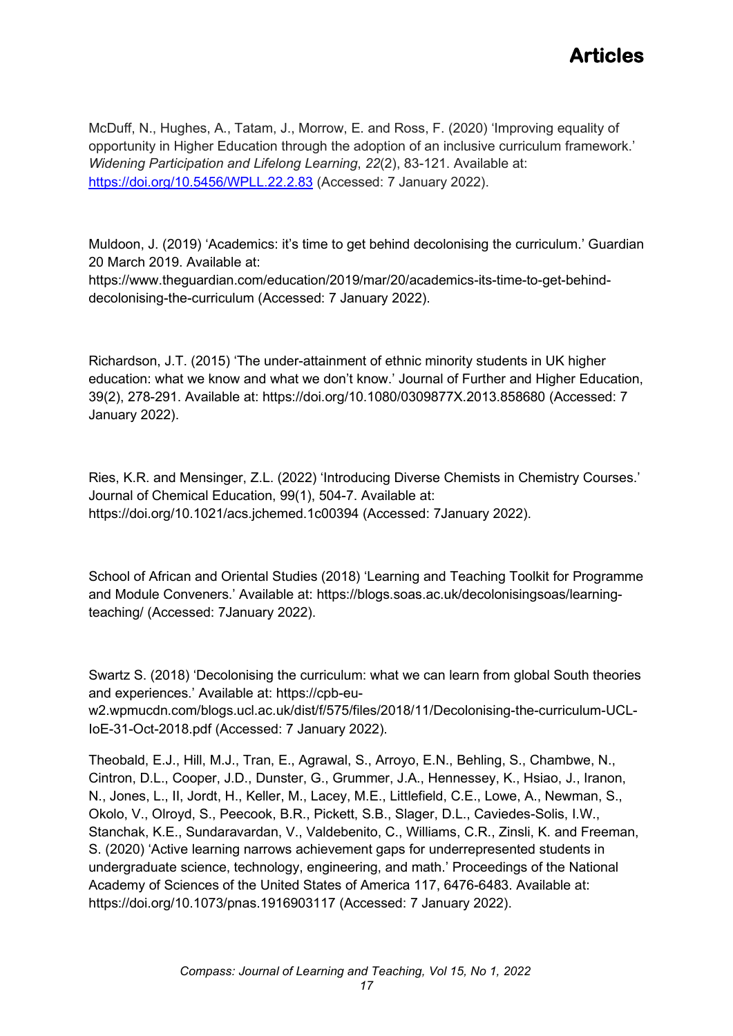McDuff, N., Hughes, A., Tatam, J., Morrow, E. and Ross, F. (2020) 'Improving equality of opportunity in Higher Education through the adoption of an inclusive curriculum framework.' *Widening Participation and Lifelong Learning*, *22*(2), 83-121. Available at: [https://doi.org/10.5456/WPLL.22.2.83](https://doi.org/10.5456/WPLL.22.2.83) (Accessed: 7 January 2022).

Muldoon, J. (2019) 'Academics: it's time to get behind decolonising the curriculum.' Guardian 20 March 2019. Available at: https://www.theguardian.com/education/2019/mar/20/academics-its-time-to-get-behind-decolonising-the-curriculum (Accessed: 7 January 2022).

Richardson, J.T. (2015) 'The under-attainment of ethnic minority students in UK higher education: what we know and what we don't know.' Journal of Further and Higher Education, 39(2), 278-291. Available at: https://doi.org/10.1080/0309877X.2013.858680 (Accessed: 7 January 2022).

Ries, K.R. and Mensinger, Z.L. (2022) 'Introducing Diverse Chemists in Chemistry Courses.' Journal of Chemical Education, 99(1), 504-7. Available at: https://doi.org/10.1021/acs.jchemed.1c00394 (Accessed: 7January 2022).

School of African and Oriental Studies (2018) 'Learning and Teaching Toolkit for Programme and Module Conveners.' Available at: https://blogs.soas.ac.uk/decolonisingsoas/learning-teaching/ (Accessed: 7January 2022).

Swartz S. (2018) 'Decolonising the curriculum: what we can learn from global South theories and experiences.' Available at: https://cpb-eu-w2.wpmucdn.com/blogs.ucl.ac.uk/dist/f/575/files/2018/11/Decolonising-the-curriculum-UCL-IoE-31-Oct-2018.pdf (Accessed: 7 January 2022).

Theobald, E.J., Hill, M.J., Tran, E., Agrawal, S., Arroyo, E.N., Behling, S., Chambwe, N., Cintron, D.L., Cooper, J.D., Dunster, G., Grummer, J.A., Hennessey, K., Hsiao, J., Iranon, N., Jones, L., II, Jordt, H., Keller, M., Lacey, M.E., Littlefield, C.E., Lowe, A., Newman, S., Okolo, V., Olroyd, S., Peecook, B.R., Pickett, S.B., Slager, D.L., Caviedes-Solis, I.W., Stanchak, K.E., Sundaravardan, V., Valdebenito, C., Williams, C.R., Zinsli, K. and Freeman, S. (2020) 'Active learning narrows achievement gaps for underrepresented students in undergraduate science, technology, engineering, and math.' Proceedings of the National Academy of Sciences of the United States of America 117, 6476-6483. Available at: https://doi.org/10.1073/pnas.1916903117 (Accessed: 7 January 2022).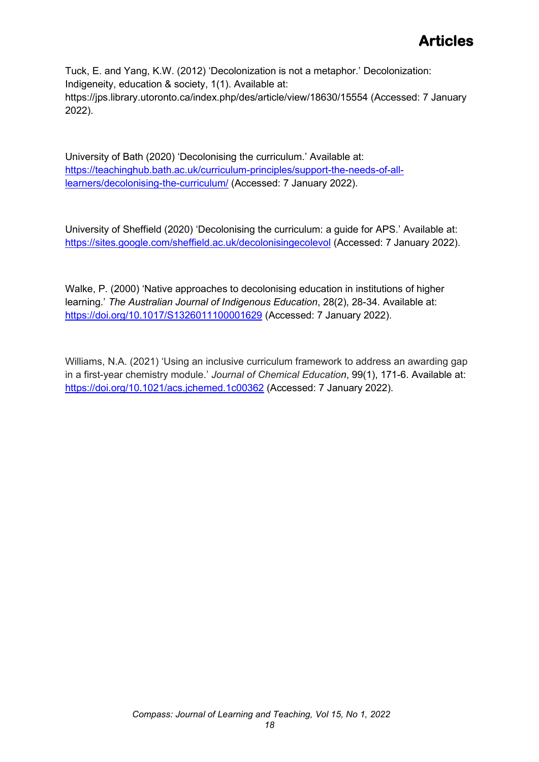Tuck, E. and Yang, K.W. (2012) 'Decolonization is not a metaphor.' Decolonization: Indigeneity, education & society, 1(1). Available at: https://jps.library.utoronto.ca/index.php/des/article/view/18630/15554 (Accessed: 7 January 2022).

University of Bath (2020) 'Decolonising the curriculum.' Available at: https://teachinghub.bath.ac.uk/curriculum-principles/support-the-needs-of-all-learners/decolonising-the-curriculum/ (Accessed: 7 January 2022).

University of Sheffield (2020) 'Decolonising the curriculum: a guide for APS.' Available at: https://sites.google.com/sheffield.ac.uk/decolonisingecolevol (Accessed: 7 January 2022).

Walke, P. (2000) 'Native approaches to decolonising education in institutions of higher learning.' *The Australian Journal of Indigenous Education*, 28(2), 28-34. Available at: https://doi.org/10.1017/S1326011100001629 (Accessed: 7 January 2022).

Williams, N.A. (2021) 'Using an inclusive curriculum framework to address an awarding gap in a first-year chemistry module.' *Journal of Chemical Education*, 99(1), 171-6. Available at: https://doi.org/10.1021/acs.jchemed.1c00362 (Accessed: 7 January 2022).